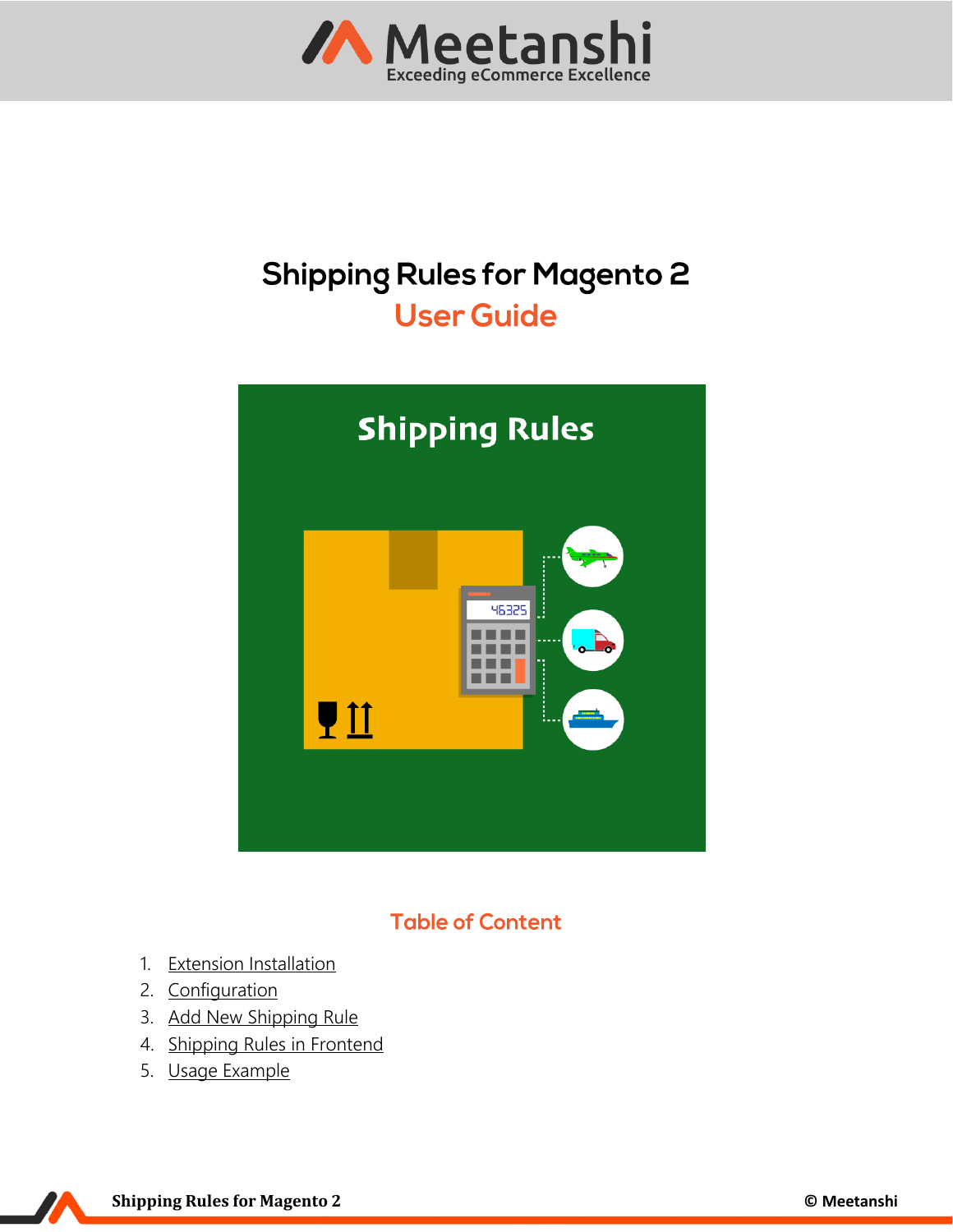# Shipping Rules for Magento 2

## User Guide

## Table of Content

1. Extension Installation
2. Configuration
3. Add New Shipping Rule
4. Shipping Rules in Frontend
5. Usage Example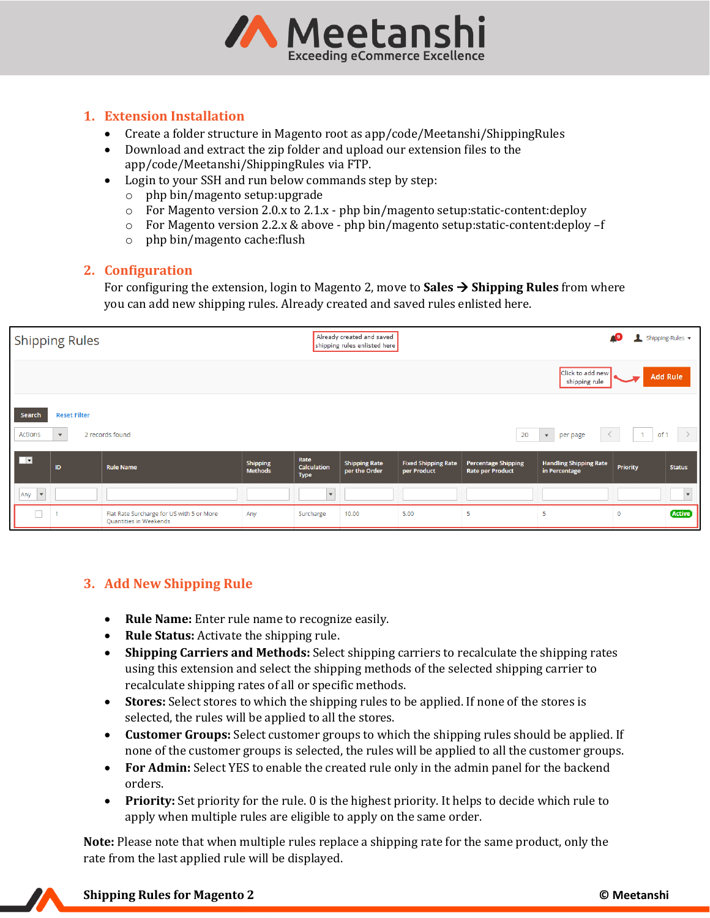## 1. Extension Installation

- Create a folder structure in Magento root as app/code/Meetanshi/ShippingRules
- Download and extract the zip folder and upload our extension files to the app/code/Meetanshi/ShippingRules via FTP.
- Login to your SSH and run below commands step by step:
  - php bin/magento setup:upgrade
  - For Magento version 2.0.x to 2.1.x - php bin/magento setup:static-content:deploy
  - For Magento version 2.2.x & above - php bin/magento setup:static-content:deploy –f
  - php bin/magento cache:flush

## 2. Configuration

For configuring the extension, login to Magento 2, move to **Sales → Shipping Rules** from where you can add new shipping rules. Already created and saved rules enlisted here.

## 3. Add New Shipping Rule

- **Rule Name:** Enter rule name to recognize easily.
- **Rule Status:** Activate the shipping rule.
- **Shipping Carriers and Methods:** Select shipping carriers to recalculate the shipping rates using this extension and select the shipping methods of the selected shipping carrier to recalculate shipping rates of all or specific methods.
- **Stores:** Select stores to which the shipping rules to be applied. If none of the stores is selected, the rules will be applied to all the stores.
- **Customer Groups:** Select customer groups to which the shipping rules should be applied. If none of the customer groups is selected, the rules will be applied to all the customer groups.
- **For Admin:** Select YES to enable the created rule only in the admin panel for the backend orders.
- **Priority:** Set priority for the rule. 0 is the highest priority. It helps to decide which rule to apply when multiple rules are eligible to apply on the same order.

**Note:** Please note that when multiple rules replace a shipping rate for the same product, only the rate from the last applied rule will be displayed.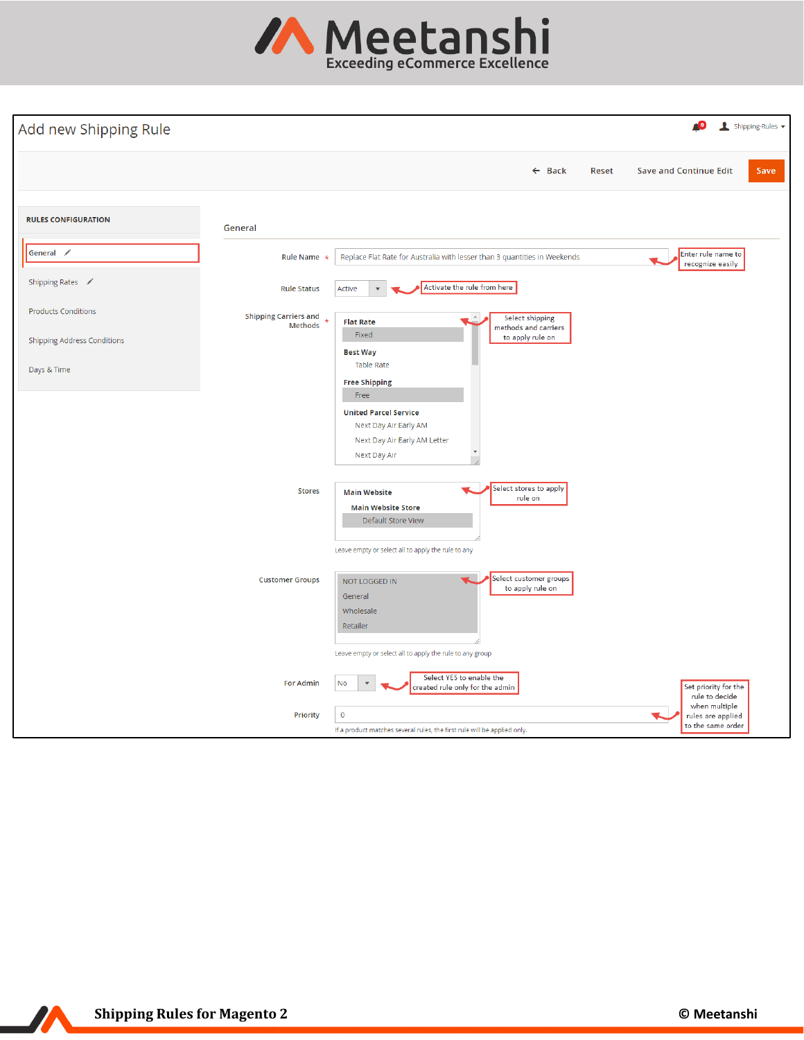# Add new Shipping Rule

Back | Reset | Save and Continue Edit | Save

**RULES CONFIGURATION**

- General
- Shipping Rates
- Products Conditions
- Shipping Address Conditions
- Days & Time

## General

**Rule Name** *: Replace Flat Rate for Australia with lesser than 3 quantities in Weekends — Enter rule name to recognize easily

**Rule Status**: Active — Activate the rule from here

**Shipping Carriers and Methods** *: — Select shipping methods and carriers to apply rule on

- **Flat Rate**
  - Fixed
- **Best Way**
  - Table Rate
- **Free Shipping**
  - Free
- **United Parcel Service**
  - Next Day Air Early AM
  - Next Day Air Early AM Letter
  - Next Day Air

**Stores**: — Select stores to apply rule on

- **Main Website**
  - **Main Website Store**
    - Default Store View

Leave empty or select all to apply the rule to any

**Customer Groups**: — Select customer groups to apply rule on

- NOT LOGGED IN
- General
- Wholesale
- Retailer

Leave empty or select all to apply the rule to any group

**For Admin**: No — Select YES to enable the created rule only for the admin

**Priority**: 0 — Set priority for the rule to decide when multiple rules are applied to the same order

If a product matches several rules, the first rule will be applied only.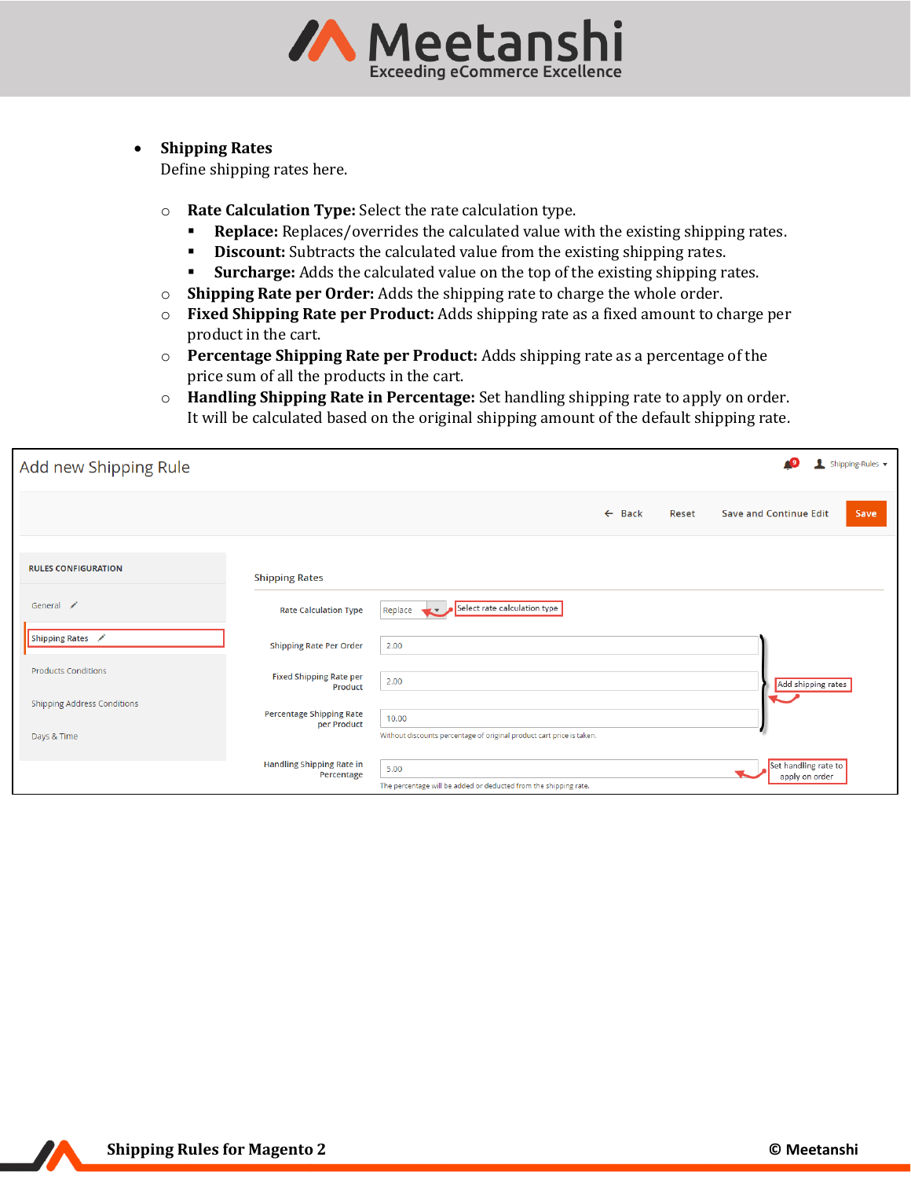- **Shipping Rates**
  Define shipping rates here.

  - **Rate Calculation Type:** Select the rate calculation type.
    - **Replace:** Replaces/overrides the calculated value with the existing shipping rates.
    - **Discount:** Subtracts the calculated value from the existing shipping rates.
    - **Surcharge:** Adds the calculated value on the top of the existing shipping rates.
  - **Shipping Rate per Order:** Adds the shipping rate to charge the whole order.
  - **Fixed Shipping Rate per Product:** Adds shipping rate as a fixed amount to charge per product in the cart.
  - **Percentage Shipping Rate per Product:** Adds shipping rate as a percentage of the price sum of all the products in the cart.
  - **Handling Shipping Rate in Percentage:** Set handling shipping rate to apply on order. It will be calculated based on the original shipping amount of the default shipping rate.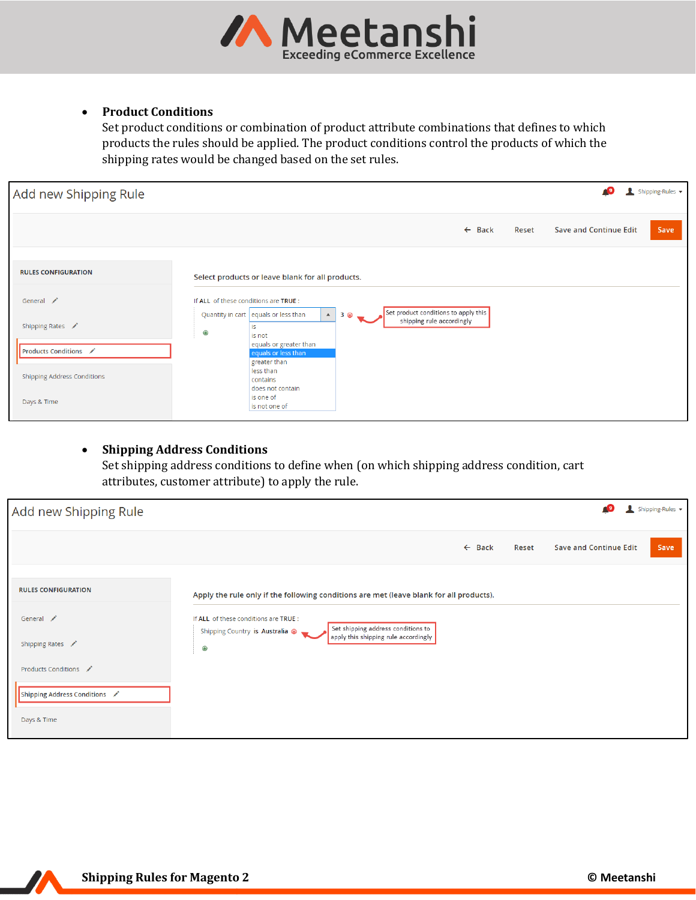- **Product Conditions**
  Set product conditions or combination of product attribute combinations that defines to which products the rules should be applied. The product conditions control the products of which the shipping rates would be changed based on the set rules.

Add new Shipping Rule

Back | Reset | Save and Continue Edit | Save

RULES CONFIGURATION
- General
- Shipping Rates
- Products Conditions
- Shipping Address Conditions
- Days & Time

Select products or leave blank for all products.

If ALL of these conditions are TRUE :

Quantity in cart equals or less than 3

- is
- is not
- equals or greater than
- equals or less than
- greater than
- less than
- contains
- does not contain
- is one of
- is not one of

Set product conditions to apply this shipping rule accordingly

- **Shipping Address Conditions**
  Set shipping address conditions to define when (on which shipping address condition, cart attributes, customer attribute) to apply the rule.

Add new Shipping Rule

Back | Reset | Save and Continue Edit | Save

RULES CONFIGURATION
- General
- Shipping Rates
- Products Conditions
- Shipping Address Conditions
- Days & Time

Apply the rule only if the following conditions are met (leave blank for all products).

If ALL of these conditions are TRUE :

Shipping Country is Australia

Set shipping address conditions to apply this shipping rule accordingly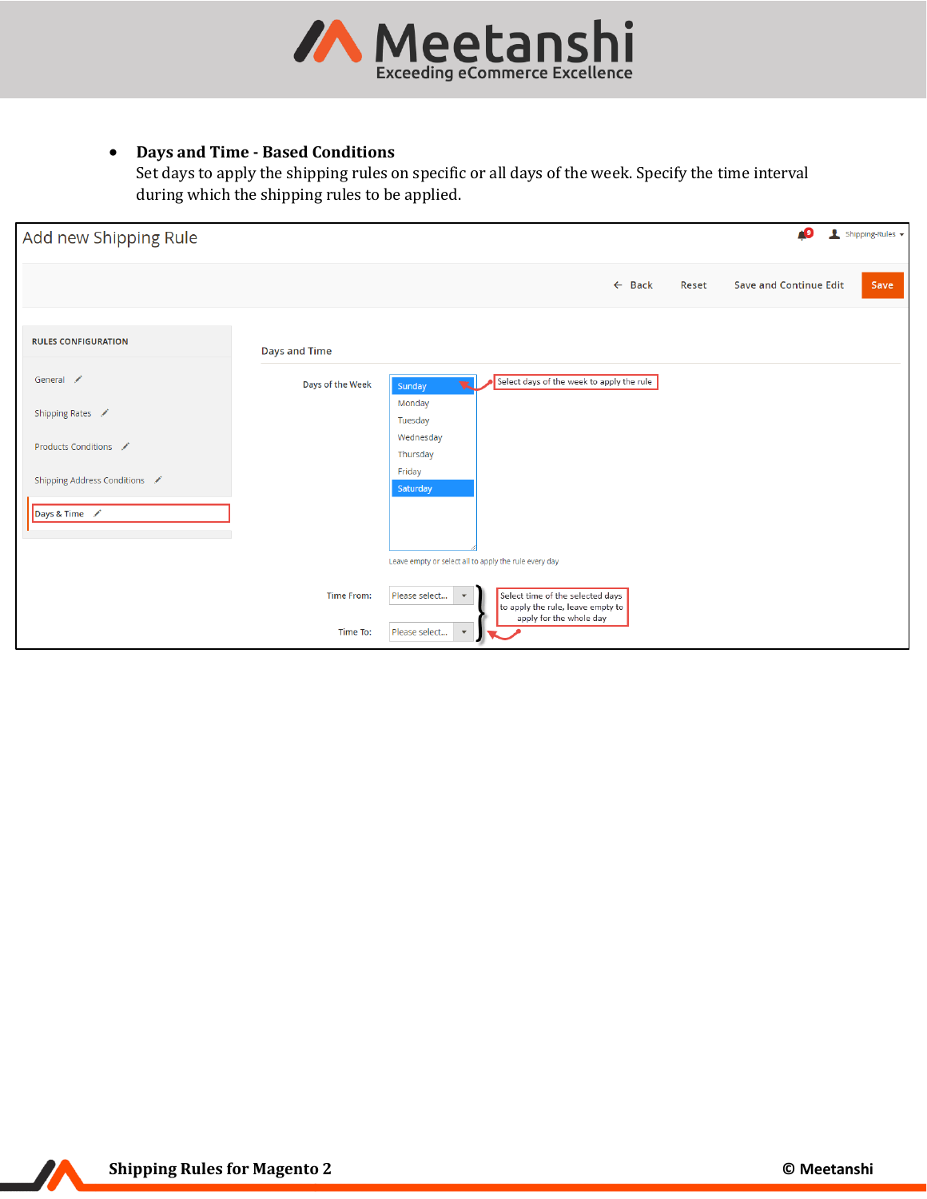- **Days and Time - Based Conditions**
  Set days to apply the shipping rules on specific or all days of the week. Specify the time interval during which the shipping rules to be applied.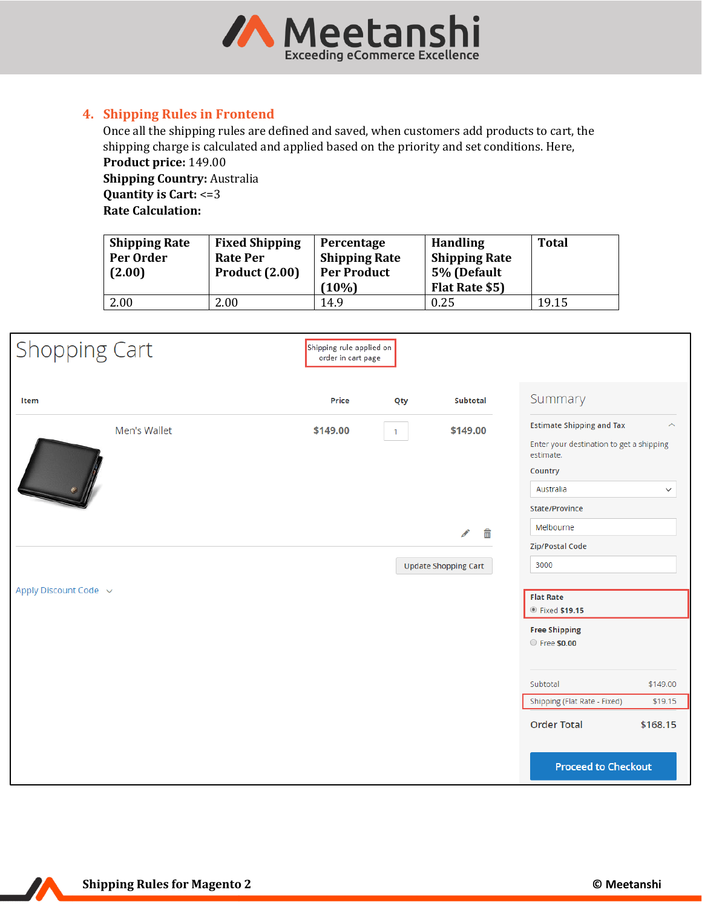## 4. Shipping Rules in Frontend

Once all the shipping rules are defined and saved, when customers add products to cart, the shipping charge is calculated and applied based on the priority and set conditions. Here,

**Product price:** 149.00
**Shipping Country:** Australia
**Quantity is Cart:** <=3
**Rate Calculation:**

| Shipping Rate Per Order (2.00) | Fixed Shipping Rate Per Product (2.00) | Percentage Shipping Rate Per Product (10%) | Handling Shipping Rate 5% (Default Flat Rate $5) | Total |
|---|---|---|---|---|
| 2.00 | 2.00 | 14.9 | 0.25 | 19.15 |

Shopping Cart

Shipping rule applied on order in cart page

| Item | Price | Qty | Subtotal |
|---|---|---|---|
| Men's Wallet | $149.00 | 1 | $149.00 |

Update Shopping Cart

Apply Discount Code

Summary

Estimate Shipping and Tax

Enter your destination to get a shipping estimate.

Country: Australia

State/Province: Melbourne

Zip/Postal Code: 3000

Flat Rate
Fixed $19.15

Free Shipping
Free $0.00

Subtotal $149.00
Shipping (Flat Rate - Fixed) $19.15
Order Total $168.15

Proceed to Checkout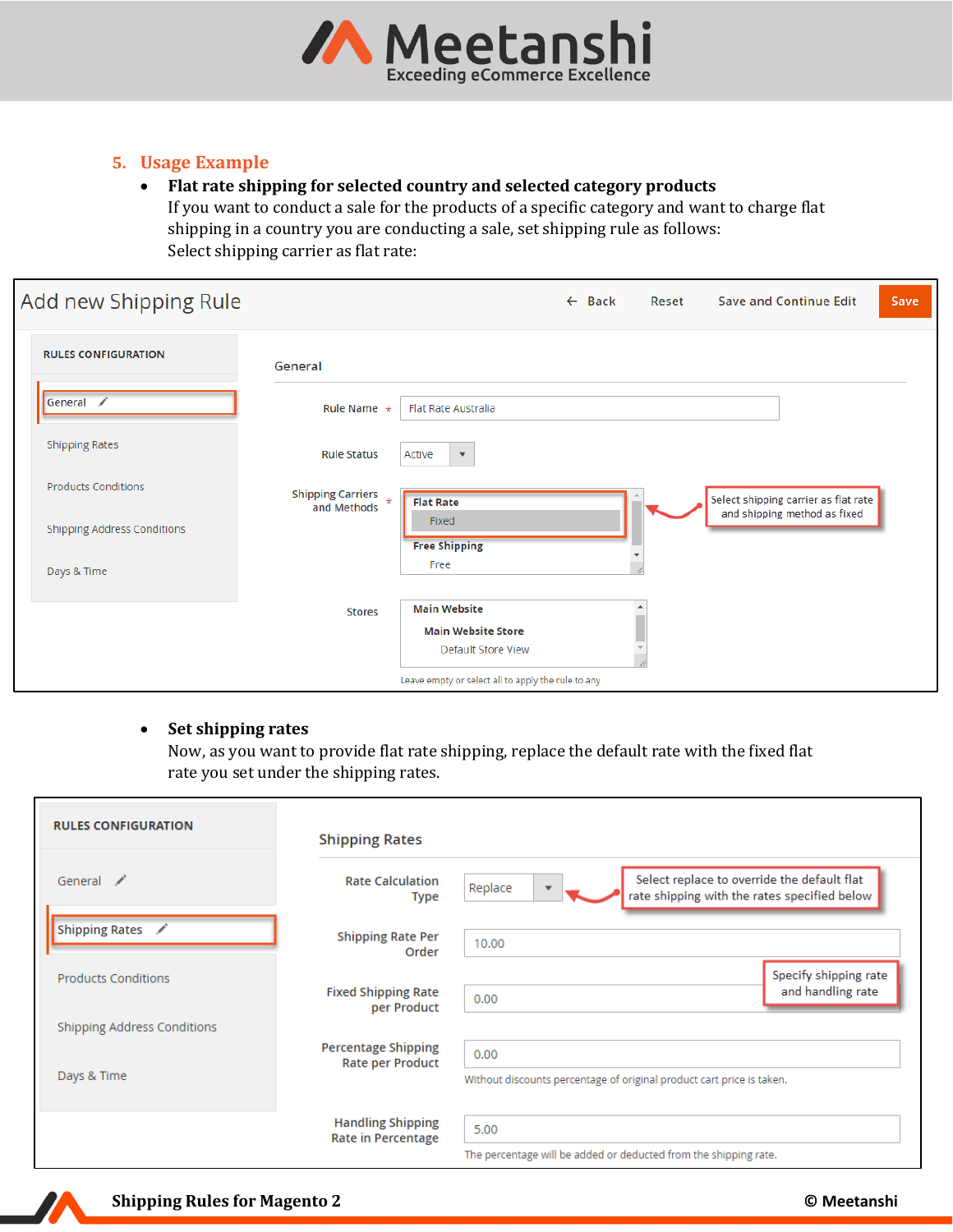## 5. Usage Example

- **Flat rate shipping for selected country and selected category products**

  If you want to conduct a sale for the products of a specific category and want to charge flat shipping in a country you are conducting a sale, set shipping rule as follows:

  Select shipping carrier as flat rate:

- **Set shipping rates**

  Now, as you want to provide flat rate shipping, replace the default rate with the fixed flat rate you set under the shipping rates.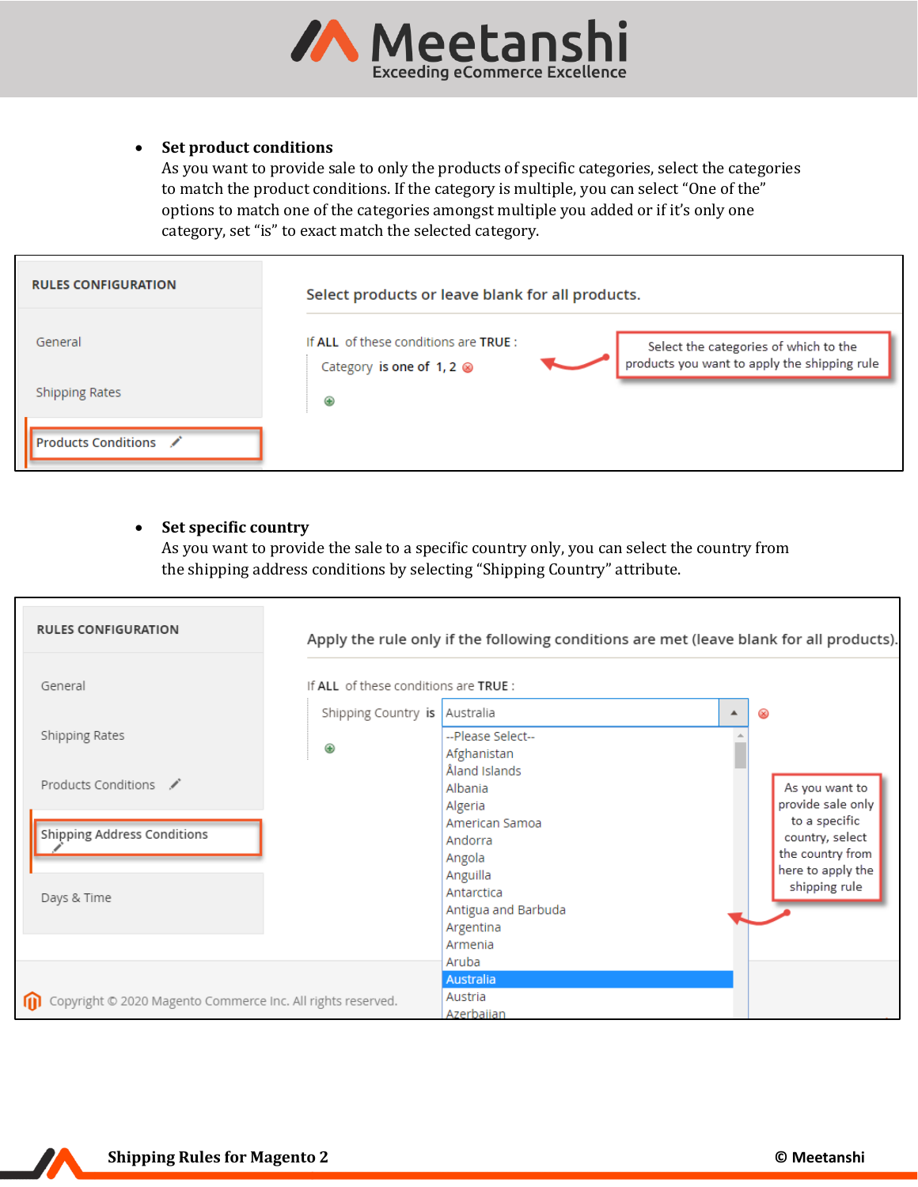- **Set product conditions**
  As you want to provide sale to only the products of specific categories, select the categories to match the product conditions. If the category is multiple, you can select "One of the" options to match one of the categories amongst multiple you added or if it's only one category, set "is" to exact match the selected category.

- **Set specific country**
  As you want to provide the sale to a specific country only, you can select the country from the shipping address conditions by selecting "Shipping Country" attribute.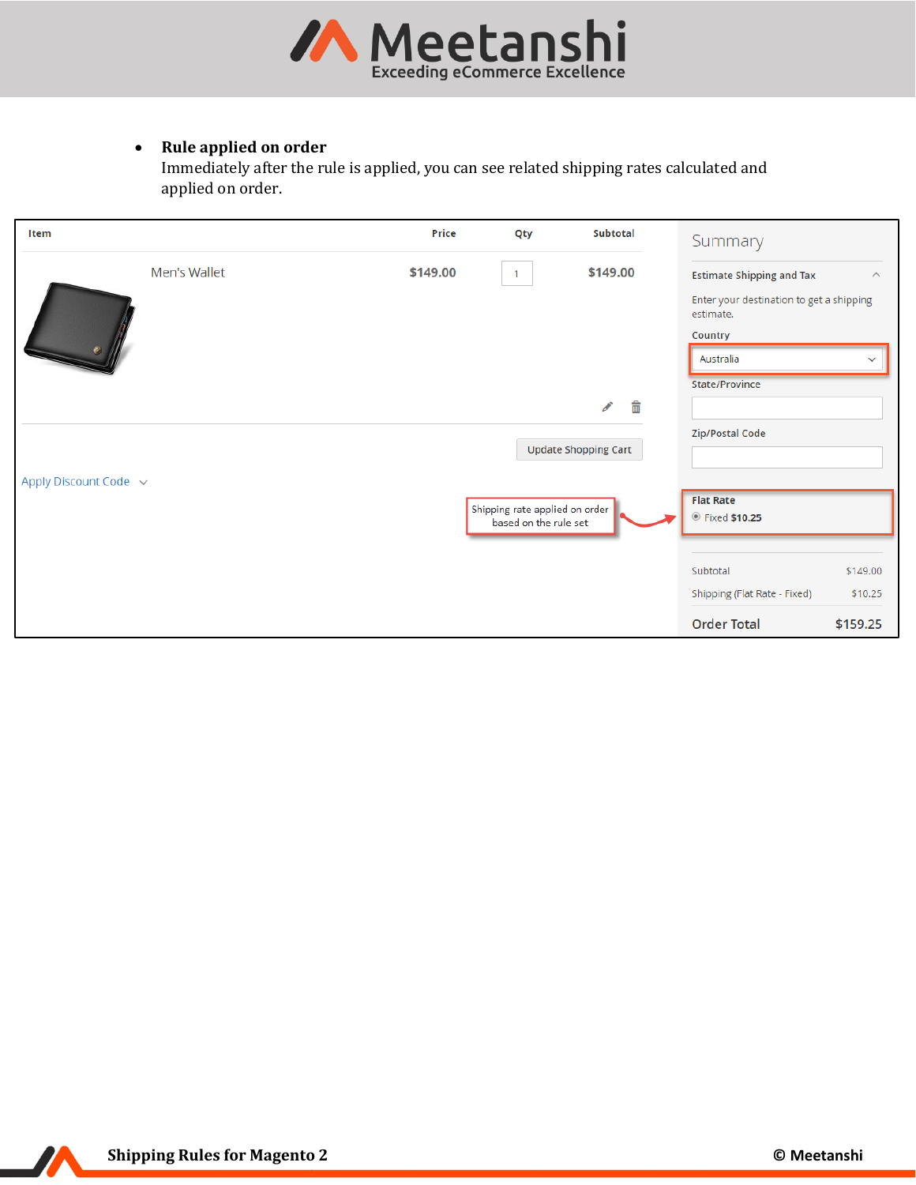- **Rule applied on order**
  Immediately after the rule is applied, you can see related shipping rates calculated and applied on order.

| Item | Price | Qty | Subtotal |
| --- | --- | --- | --- |
| Men's Wallet | $149.00 | 1 | $149.00 |

Update Shopping Cart

Apply Discount Code

Shipping rate applied on order based on the rule set

Summary

Estimate Shipping and Tax

Enter your destination to get a shipping estimate.

Country

Australia

State/Province

Zip/Postal Code

Flat Rate

Fixed **$10.25**

| | |
| --- | --- |
| Subtotal | $149.00 |
| Shipping (Flat Rate - Fixed) | $10.25 |
| Order Total | $159.25 |